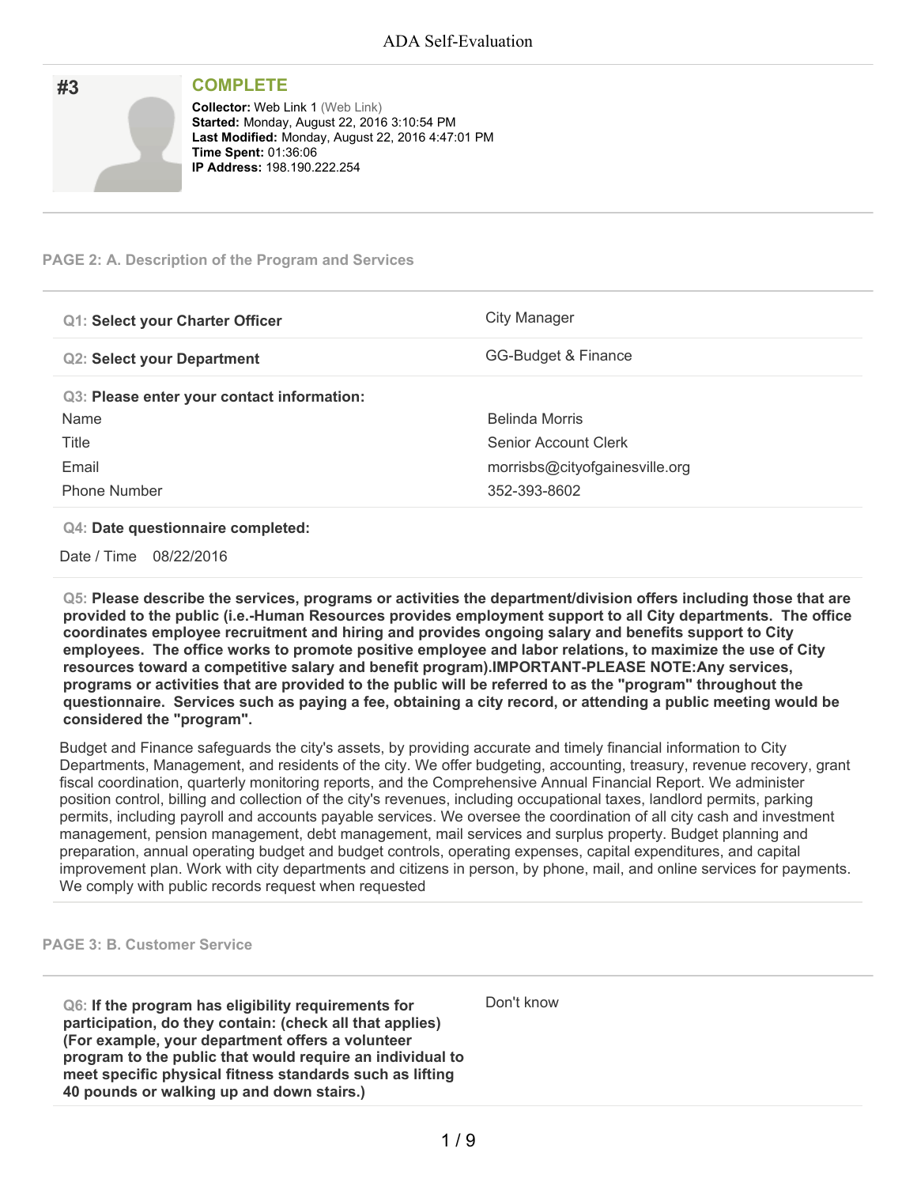# ADA Self-Evaluation

## #3

**COMPLETE**

**Collector:** Web Link 1 (Web Link)
**Started:** Monday, August 22, 2016 3:10:54 PM
**Last Modified:** Monday, August 22, 2016 4:47:01 PM
**Time Spent:** 01:36:06
**IP Address:** 198.190.222.254

---

### PAGE 2: A. Description of the Program and Services

| | |
|---|---|
| **Q1: Select your Charter Officer** | City Manager |
| **Q2: Select your Department** | GG-Budget & Finance |

**Q3: Please enter your contact information:**

| | |
|---|---|
| Name | Belinda Morris |
| Title | Senior Account Clerk |
| Email | morrisbs@cityofgainesville.org |
| Phone Number | 352-393-8602 |

**Q4: Date questionnaire completed:**

Date / Time 08/22/2016

**Q5: Please describe the services, programs or activities the department/division offers including those that are provided to the public (i.e.-Human Resources provides employment support to all City departments. The office coordinates employee recruitment and hiring and provides ongoing salary and benefits support to City employees. The office works to promote positive employee and labor relations, to maximize the use of City resources toward a competitive salary and benefit program).IMPORTANT-PLEASE NOTE:Any services, programs or activities that are provided to the public will be referred to as the "program" throughout the questionnaire. Services such as paying a fee, obtaining a city record, or attending a public meeting would be considered the "program".**

Budget and Finance safeguards the city's assets, by providing accurate and timely financial information to City Departments, Management, and residents of the city. We offer budgeting, accounting, treasury, revenue recovery, grant fiscal coordination, quarterly monitoring reports, and the Comprehensive Annual Financial Report. We administer position control, billing and collection of the city's revenues, including occupational taxes, landlord permits, parking permits, including payroll and accounts payable services. We oversee the coordination of all city cash and investment management, pension management, debt management, mail services and surplus property. Budget planning and preparation, annual operating budget and budget controls, operating expenses, capital expenditures, and capital improvement plan. Work with city departments and citizens in person, by phone, mail, and online services for payments. We comply with public records request when requested

---

### PAGE 3: B. Customer Service

| | |
|---|---|
| **Q6: If the program has eligibility requirements for participation, do they contain: (check all that applies) (For example, your department offers a volunteer program to the public that would require an individual to meet specific physical fitness standards such as lifting 40 pounds or walking up and down stairs.)** | Don't know |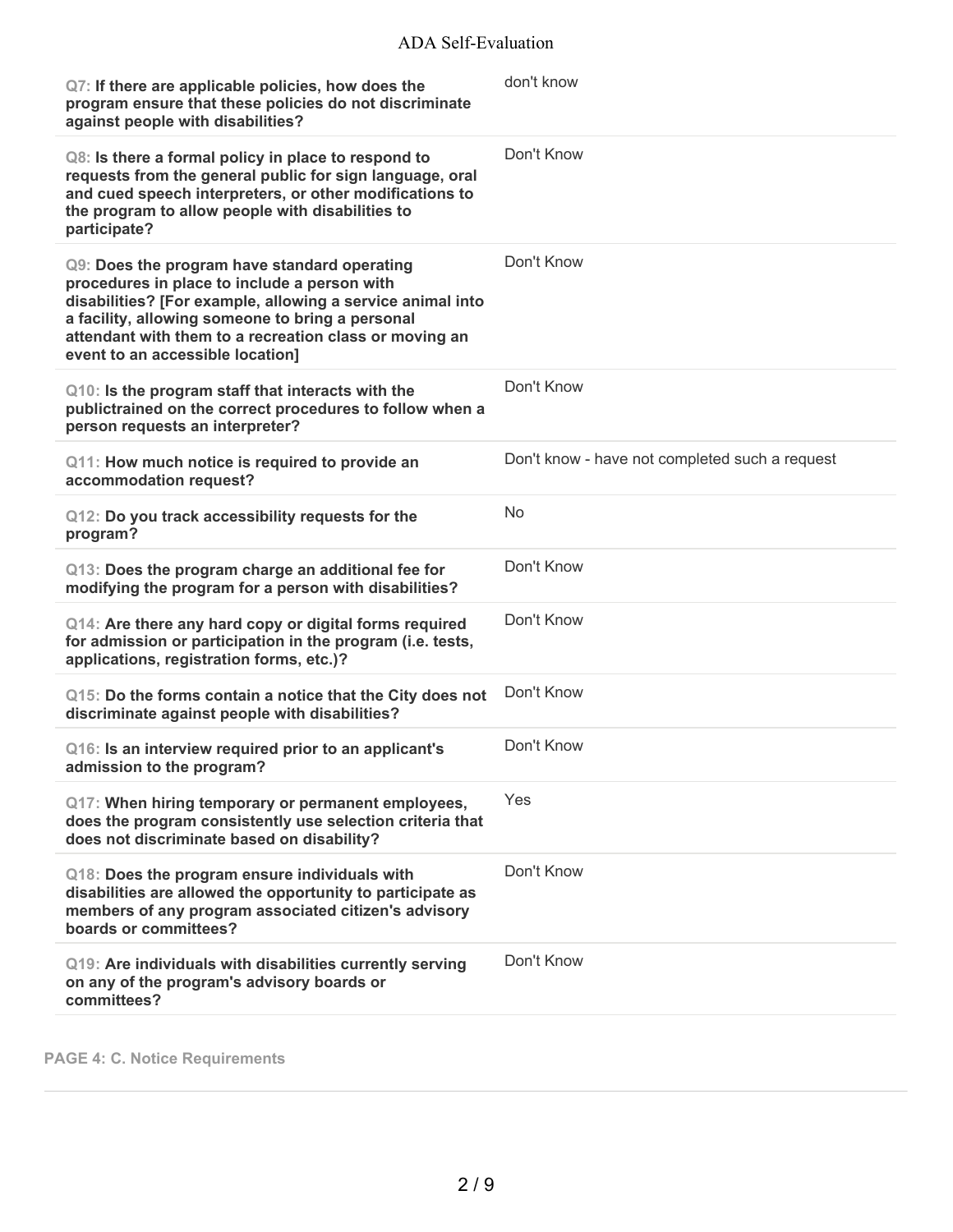| Question | Response |
| --- | --- |
| Q7: **If there are applicable policies, how does the program ensure that these policies do not discriminate against people with disabilities?** | don't know |
| Q8: **Is there a formal policy in place to respond to requests from the general public for sign language, oral and cued speech interpreters, or other modifications to the program to allow people with disabilities to participate?** | Don't Know |
| Q9: **Does the program have standard operating procedures in place to include a person with disabilities? [For example, allowing a service animal into a facility, allowing someone to bring a personal attendant with them to a recreation class or moving an event to an accessible location]** | Don't Know |
| Q10: **Is the program staff that interacts with the publictrained on the correct procedures to follow when a person requests an interpreter?** | Don't Know |
| Q11: **How much notice is required to provide an accommodation request?** | Don't know - have not completed such a request |
| Q12: **Do you track accessibility requests for the program?** | No |
| Q13: **Does the program charge an additional fee for modifying the program for a person with disabilities?** | Don't Know |
| Q14: **Are there any hard copy or digital forms required for admission or participation in the program (i.e. tests, applications, registration forms, etc.)?** | Don't Know |
| Q15: **Do the forms contain a notice that the City does not discriminate against people with disabilities?** | Don't Know |
| Q16: **Is an interview required prior to an applicant's admission to the program?** | Don't Know |
| Q17: **When hiring temporary or permanent employees, does the program consistently use selection criteria that does not discriminate based on disability?** | Yes |
| Q18: **Does the program ensure individuals with disabilities are allowed the opportunity to participate as members of any program associated citizen's advisory boards or committees?** | Don't Know |
| Q19: **Are individuals with disabilities currently serving on any of the program's advisory boards or committees?** | Don't Know |

**PAGE 4: C. Notice Requirements**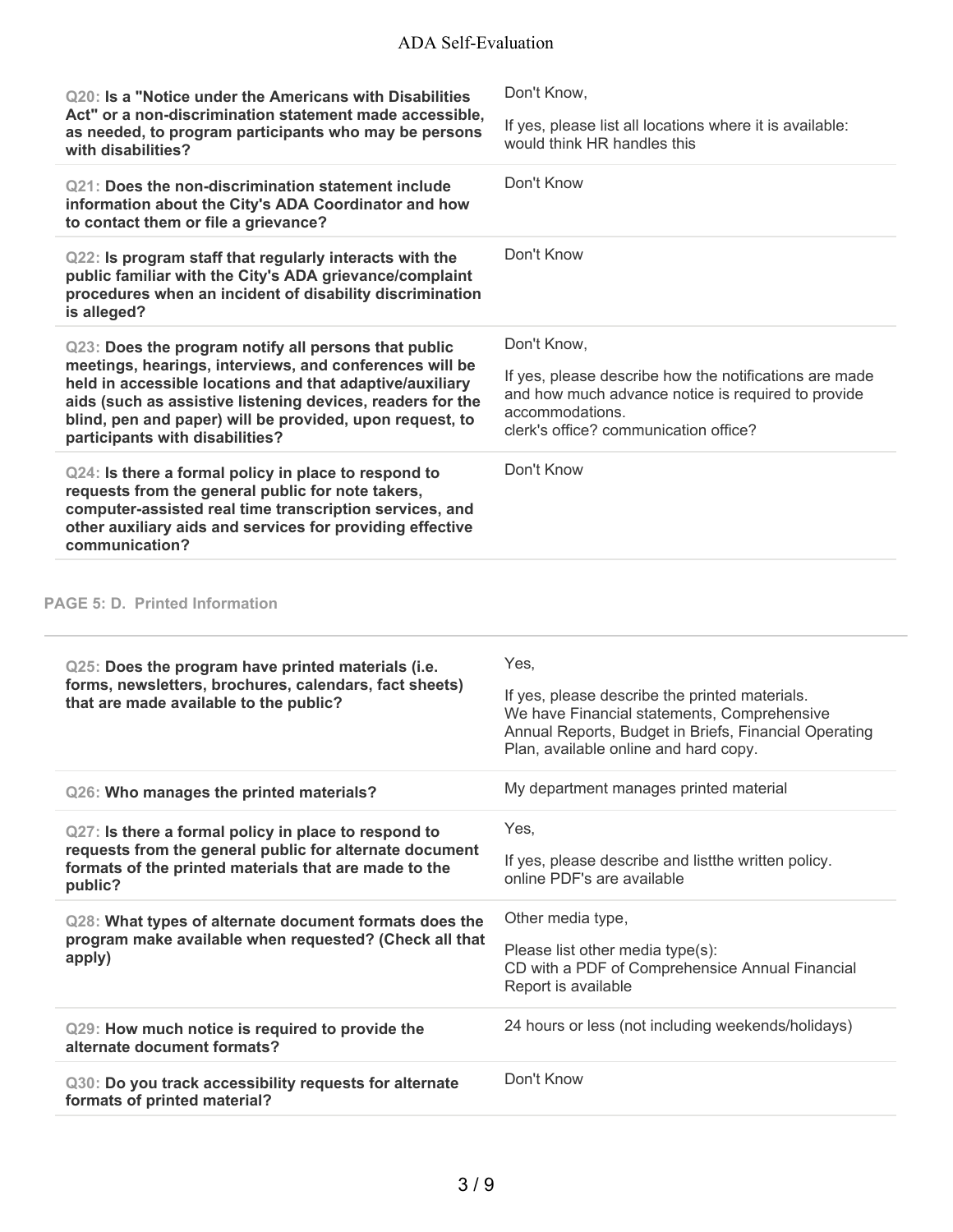| Question | Response |
|---|---|
| **Q20: Is a "Notice under the Americans with Disabilities Act" or a non-discrimination statement made accessible, as needed, to program participants who may be persons with disabilities?** | Don't Know,<br><br>If yes, please list all locations where it is available:<br>would think HR handles this |
| **Q21: Does the non-discrimination statement include information about the City's ADA Coordinator and how to contact them or file a grievance?** | Don't Know |
| **Q22: Is program staff that regularly interacts with the public familiar with the City's ADA grievance/complaint procedures when an incident of disability discrimination is alleged?** | Don't Know |
| **Q23: Does the program notify all persons that public meetings, hearings, interviews, and conferences will be held in accessible locations and that adaptive/auxiliary aids (such as assistive listening devices, readers for the blind, pen and paper) will be provided, upon request, to participants with disabilities?** | Don't Know,<br><br>If yes, please describe how the notifications are made and how much advance notice is required to provide accommodations.<br>clerk's office? communication office? |
| **Q24: Is there a formal policy in place to respond to requests from the general public for note takers, computer-assisted real time transcription services, and other auxiliary aids and services for providing effective communication?** | Don't Know |

## PAGE 5: D. Printed Information

| Question | Response |
|---|---|
| **Q25: Does the program have printed materials (i.e. forms, newsletters, brochures, calendars, fact sheets) that are made available to the public?** | Yes,<br><br>If yes, please describe the printed materials.<br>We have Financial statements, Comprehensive Annual Reports, Budget in Briefs, Financial Operating Plan, available online and hard copy. |
| **Q26: Who manages the printed materials?** | My department manages printed material |
| **Q27: Is there a formal policy in place to respond to requests from the general public for alternate document formats of the printed materials that are made to the public?** | Yes,<br><br>If yes, please describe and listthe written policy.<br>online PDF's are available |
| **Q28: What types of alternate document formats does the program make available when requested? (Check all that apply)** | Other media type,<br><br>Please list other media type(s):<br>CD with a PDF of Comprehensive Annual Financial Report is available |
| **Q29: How much notice is required to provide the alternate document formats?** | 24 hours or less (not including weekends/holidays) |
| **Q30: Do you track accessibility requests for alternate formats of printed material?** | Don't Know |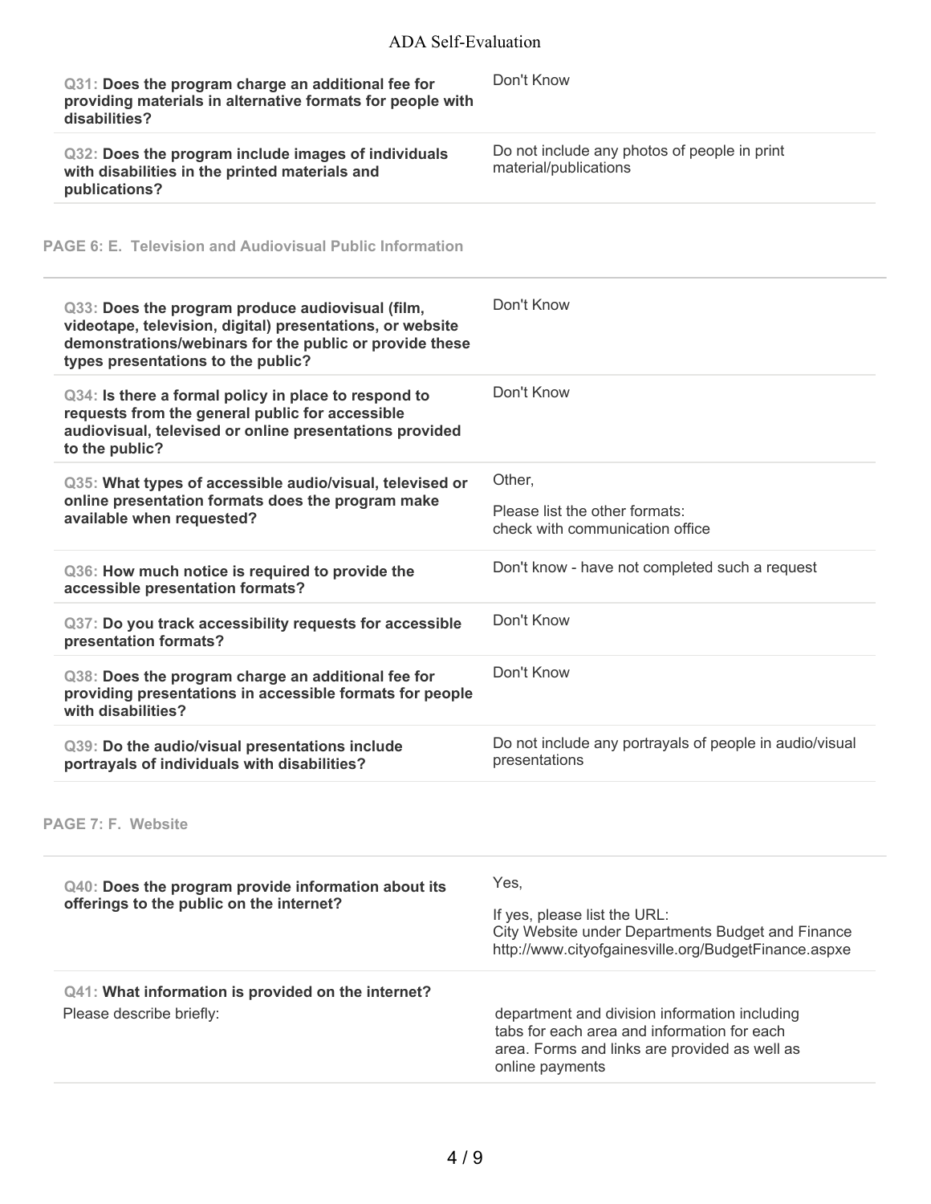**Q31: Does the program charge an additional fee for providing materials in alternative formats for people with disabilities?**

Don't Know

**Q32: Does the program include images of individuals with disabilities in the printed materials and publications?**

Do not include any photos of people in print material/publications

## PAGE 6: E. Television and Audiovisual Public Information

**Q33: Does the program produce audiovisual (film, videotape, television, digital) presentations, or website demonstrations/webinars for the public or provide these types presentations to the public?**

Don't Know

**Q34: Is there a formal policy in place to respond to requests from the general public for accessible audiovisual, televised or online presentations provided to the public?**

Don't Know

**Q35: What types of accessible audio/visual, televised or online presentation formats does the program make available when requested?**

Other,

Please list the other formats:
check with communication office

**Q36: How much notice is required to provide the accessible presentation formats?**

Don't know - have not completed such a request

**Q37: Do you track accessibility requests for accessible presentation formats?**

Don't Know

**Q38: Does the program charge an additional fee for providing presentations in accessible formats for people with disabilities?**

Don't Know

**Q39: Do the audio/visual presentations include portrayals of individuals with disabilities?**

Do not include any portrayals of people in audio/visual presentations

## PAGE 7: F. Website

**Q40: Does the program provide information about its offerings to the public on the internet?**

Yes,

If yes, please list the URL:
City Website under Departments Budget and Finance
http://www.cityofgainesville.org/BudgetFinance.aspxe

**Q41: What information is provided on the internet?**

Please describe briefly:

department and division information including tabs for each area and information for each area. Forms and links are provided as well as online payments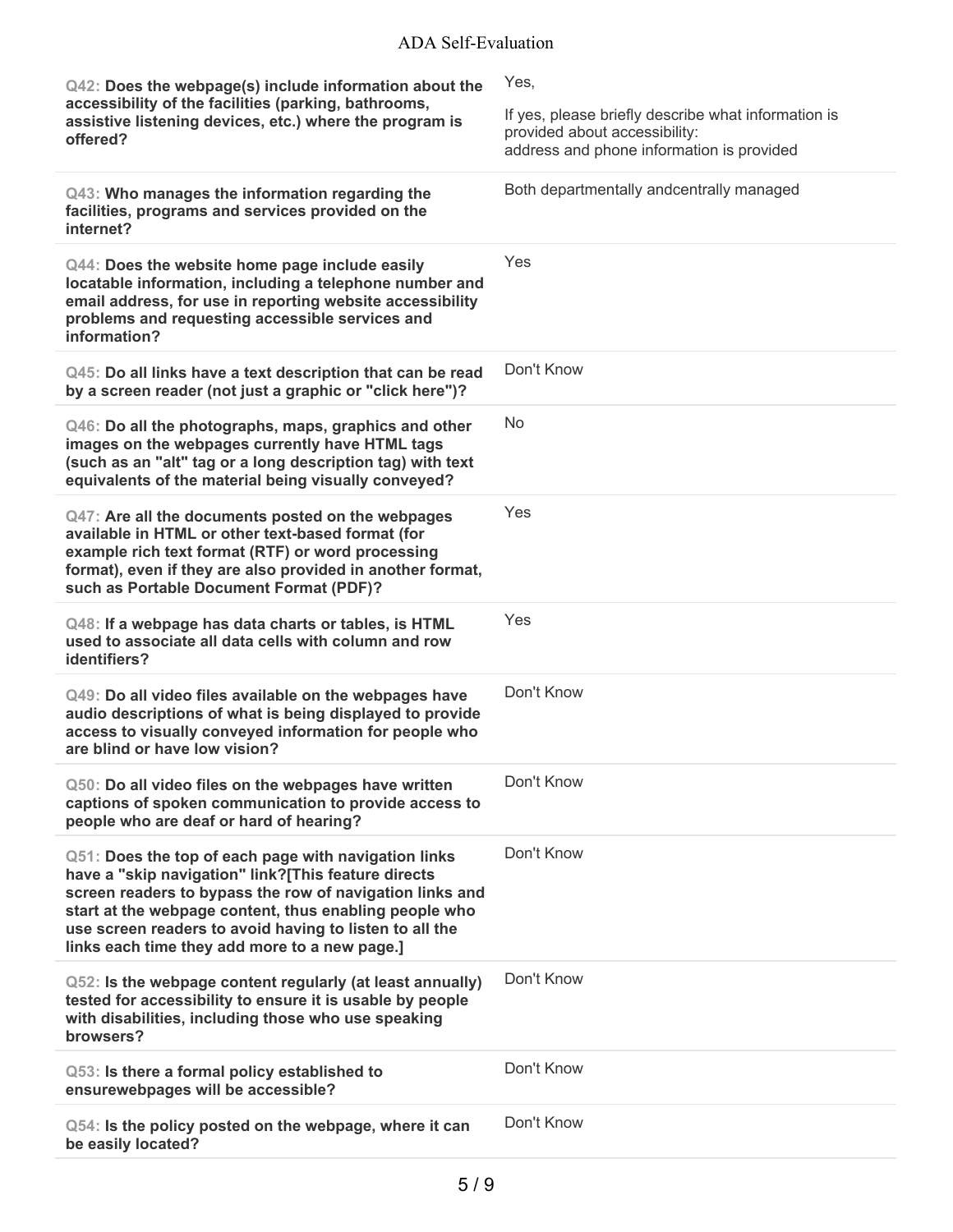| Question | Response |
|---|---|
| **Q42: Does the webpage(s) include information about the accessibility of the facilities (parking, bathrooms, assistive listening devices, etc.) where the program is offered?** | Yes,<br><br>If yes, please briefly describe what information is provided about accessibility:<br>address and phone information is provided |
| **Q43: Who manages the information regarding the facilities, programs and services provided on the internet?** | Both departmentally andcentrally managed |
| **Q44: Does the website home page include easily locatable information, including a telephone number and email address, for use in reporting website accessibility problems and requesting accessible services and information?** | Yes |
| **Q45: Do all links have a text description that can be read by a screen reader (not just a graphic or "click here")?** | Don't Know |
| **Q46: Do all the photographs, maps, graphics and other images on the webpages currently have HTML tags (such as an "alt" tag or a long description tag) with text equivalents of the material being visually conveyed?** | No |
| **Q47: Are all the documents posted on the webpages available in HTML or other text-based format (for example rich text format (RTF) or word processing format), even if they are also provided in another format, such as Portable Document Format (PDF)?** | Yes |
| **Q48: If a webpage has data charts or tables, is HTML used to associate all data cells with column and row identifiers?** | Yes |
| **Q49: Do all video files available on the webpages have audio descriptions of what is being displayed to provide access to visually conveyed information for people who are blind or have low vision?** | Don't Know |
| **Q50: Do all video files on the webpages have written captions of spoken communication to provide access to people who are deaf or hard of hearing?** | Don't Know |
| **Q51: Does the top of each page with navigation links have a "skip navigation" link?[This feature directs screen readers to bypass the row of navigation links and start at the webpage content, thus enabling people who use screen readers to avoid having to listen to all the links each time they add more to a new page.]** | Don't Know |
| **Q52: Is the webpage content regularly (at least annually) tested for accessibility to ensure it is usable by people with disabilities, including those who use speaking browsers?** | Don't Know |
| **Q53: Is there a formal policy established to ensurewebpages will be accessible?** | Don't Know |
| **Q54: Is the policy posted on the webpage, where it can be easily located?** | Don't Know |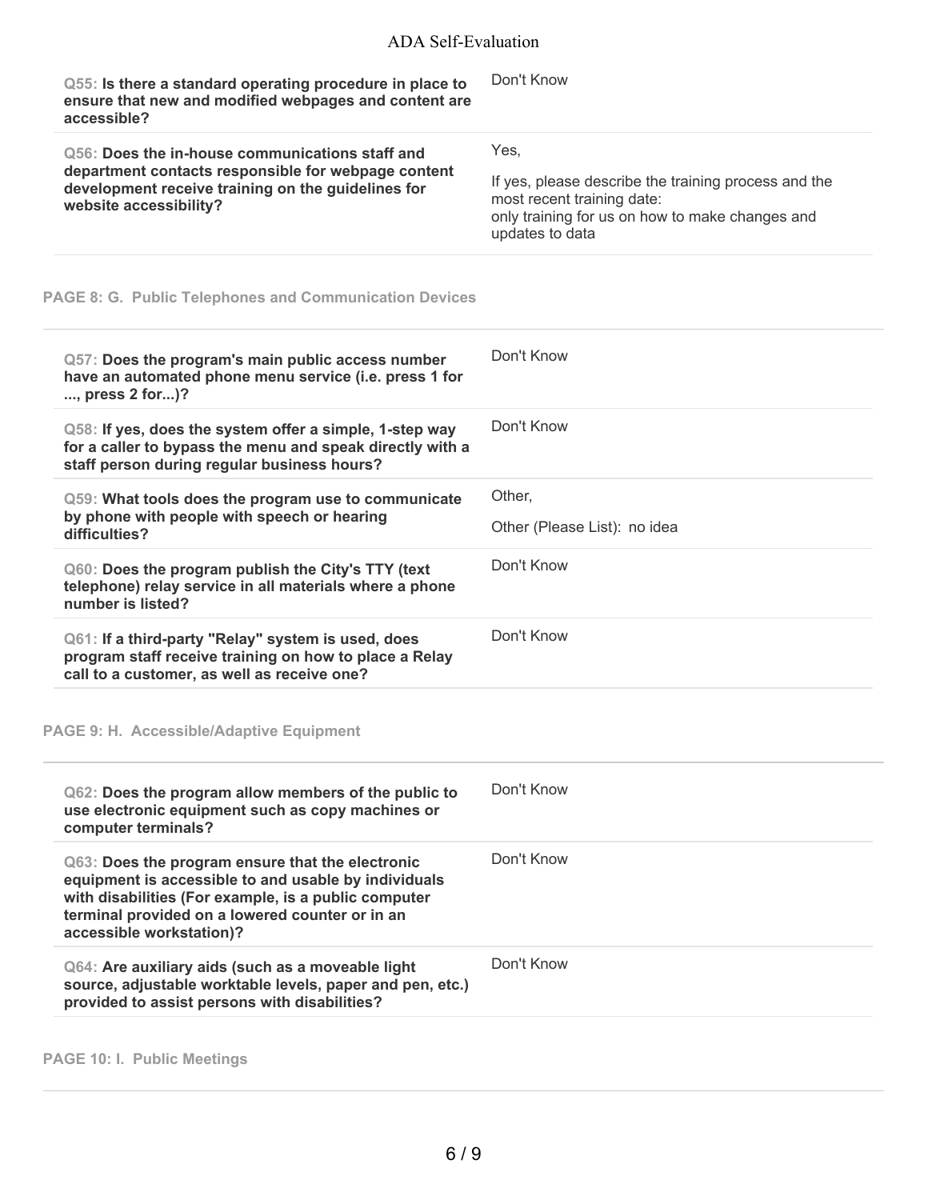**Q55: Is there a standard operating procedure in place to ensure that new and modified webpages and content are accessible?**

Don't Know

**Q56: Does the in-house communications staff and department contacts responsible for webpage content development receive training on the guidelines for website accessibility?**

Yes,

If yes, please describe the training process and the most recent training date:
only training for us on how to make changes and updates to data

## PAGE 8: G. Public Telephones and Communication Devices

**Q57: Does the program's main public access number have an automated phone menu service (i.e. press 1 for ..., press 2 for...)?**

Don't Know

**Q58: If yes, does the system offer a simple, 1-step way for a caller to bypass the menu and speak directly with a staff person during regular business hours?**

Don't Know

**Q59: What tools does the program use to communicate by phone with people with speech or hearing difficulties?**

Other,

Other (Please List): no idea

**Q60: Does the program publish the City's TTY (text telephone) relay service in all materials where a phone number is listed?**

Don't Know

**Q61: If a third-party "Relay" system is used, does program staff receive training on how to place a Relay call to a customer, as well as receive one?**

Don't Know

## PAGE 9: H. Accessible/Adaptive Equipment

**Q62: Does the program allow members of the public to use electronic equipment such as copy machines or computer terminals?**

Don't Know

**Q63: Does the program ensure that the electronic equipment is accessible to and usable by individuals with disabilities (For example, is a public computer terminal provided on a lowered counter or in an accessible workstation)?**

Don't Know

**Q64: Are auxiliary aids (such as a moveable light source, adjustable worktable levels, paper and pen, etc.) provided to assist persons with disabilities?**

Don't Know

## PAGE 10: I. Public Meetings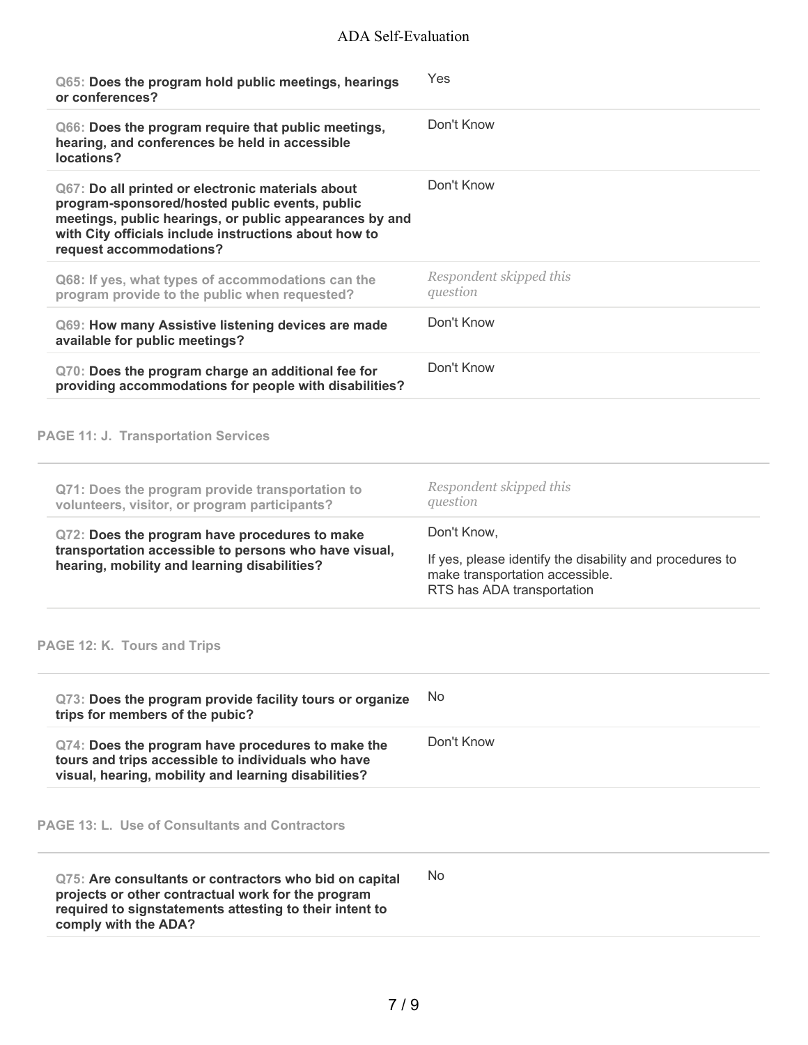| Question | Response |
|---|---|
| **Q65: Does the program hold public meetings, hearings or conferences?** | Yes |
| **Q66: Does the program require that public meetings, hearing, and conferences be held in accessible locations?** | Don't Know |
| **Q67: Do all printed or electronic materials about program-sponsored/hosted public events, public meetings, public hearings, or public appearances by and with City officials include instructions about how to request accommodations?** | Don't Know |
| Q68: If yes, what types of accommodations can the program provide to the public when requested? | *Respondent skipped this question* |
| **Q69: How many Assistive listening devices are made available for public meetings?** | Don't Know |
| **Q70: Does the program charge an additional fee for providing accommodations for people with disabilities?** | Don't Know |

## PAGE 11: J. Transportation Services

| Question | Response |
|---|---|
| Q71: Does the program provide transportation to volunteers, visitor, or program participants? | *Respondent skipped this question* |
| **Q72: Does the program have procedures to make transportation accessible to persons who have visual, hearing, mobility and learning disabilities?** | Don't Know,<br><br>If yes, please identify the disability and procedures to make transportation accessible.<br>RTS has ADA transportation |

## PAGE 12: K. Tours and Trips

| Question | Response |
|---|---|
| **Q73: Does the program provide facility tours or organize trips for members of the pubic?** | No |
| **Q74: Does the program have procedures to make the tours and trips accessible to individuals who have visual, hearing, mobility and learning disabilities?** | Don't Know |

## PAGE 13: L. Use of Consultants and Contractors

| Question | Response |
|---|---|
| **Q75: Are consultants or contractors who bid on capital projects or other contractual work for the program required to signstatements attesting to their intent to comply with the ADA?** | No |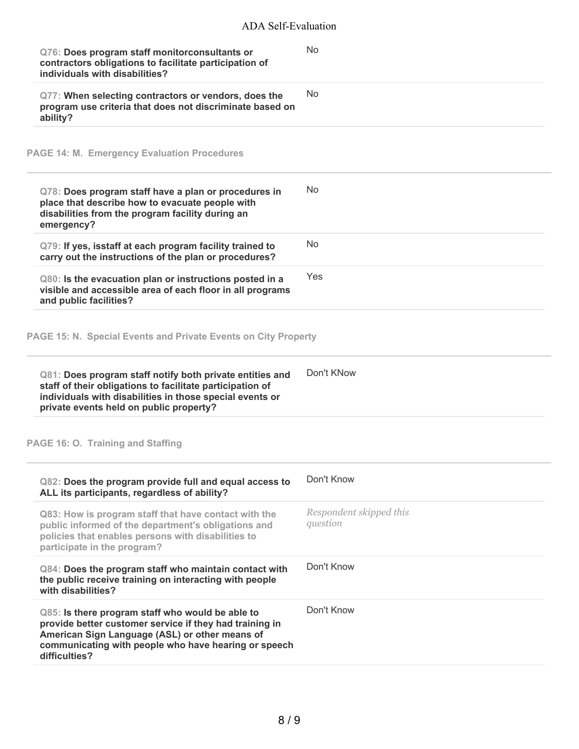**Q76: Does program staff monitorconsultants or contractors obligations to facilitate participation of individuals with disabilities?**

No

**Q77: When selecting contractors or vendors, does the program use criteria that does not discriminate based on ability?**

No

## PAGE 14: M. Emergency Evaluation Procedures

**Q78: Does program staff have a plan or procedures in place that describe how to evacuate people with disabilities from the program facility during an emergency?**

No

**Q79: If yes, isstaff at each program facility trained to carry out the instructions of the plan or procedures?**

No

**Q80: Is the evacuation plan or instructions posted in a visible and accessible area of each floor in all programs and public facilities?**

Yes

## PAGE 15: N. Special Events and Private Events on City Property

**Q81: Does program staff notify both private entities and staff of their obligations to facilitate participation of individuals with disabilities in those special events or private events held on public property?**

Don't KNow

## PAGE 16: O. Training and Staffing

**Q82: Does the program provide full and equal access to ALL its participants, regardless of ability?**

Don't Know

Q83: How is program staff that have contact with the public informed of the department's obligations and policies that enables persons with disabilities to participate in the program?

*Respondent skipped this question*

**Q84: Does the program staff who maintain contact with the public receive training on interacting with people with disabilities?**

Don't Know

**Q85: Is there program staff who would be able to provide better customer service if they had training in American Sign Language (ASL) or other means of communicating with people who have hearing or speech difficulties?**

Don't Know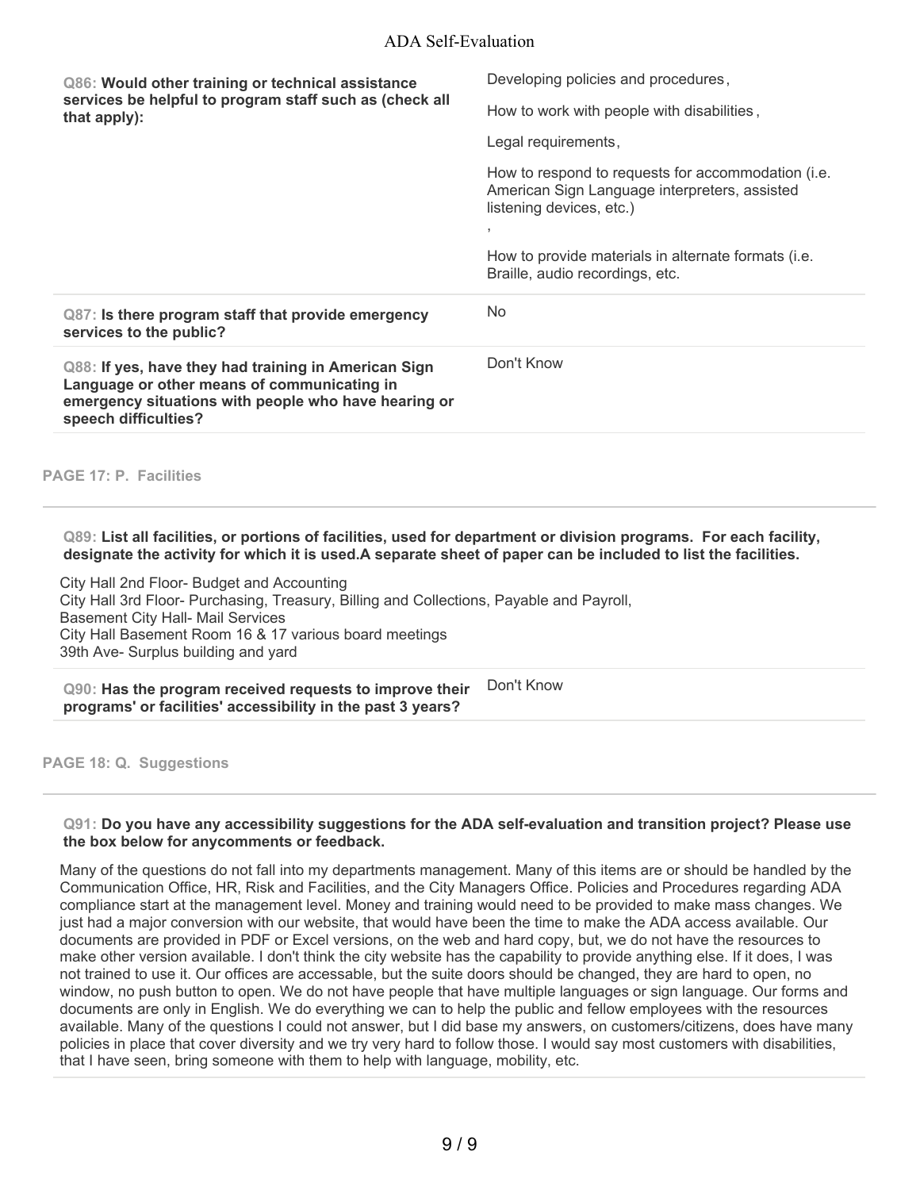| | |
|---|---|
| **Q86: Would other training or technical assistance services be helpful to program staff such as (check all that apply):** | Developing policies and procedures, How to work with people with disabilities, Legal requirements, How to respond to requests for accommodation (i.e. American Sign Language interpreters, assisted listening devices, etc.) , How to provide materials in alternate formats (i.e. Braille, audio recordings, etc. |
| **Q87: Is there program staff that provide emergency services to the public?** | No |
| **Q88: If yes, have they had training in American Sign Language or other means of communicating in emergency situations with people who have hearing or speech difficulties?** | Don't Know |

## PAGE 17: P. Facilities

**Q89: List all facilities, or portions of facilities, used for department or division programs. For each facility, designate the activity for which it is used.A separate sheet of paper can be included to list the facilities.**

City Hall 2nd Floor- Budget and Accounting
City Hall 3rd Floor- Purchasing, Treasury, Billing and Collections, Payable and Payroll,
Basement City Hall- Mail Services
City Hall Basement Room 16 & 17 various board meetings
39th Ave- Surplus building and yard

| | |
|---|---|
| **Q90: Has the program received requests to improve their programs' or facilities' accessibility in the past 3 years?** | Don't Know |

## PAGE 18: Q. Suggestions

**Q91: Do you have any accessibility suggestions for the ADA self-evaluation and transition project? Please use the box below for anycomments or feedback.**

Many of the questions do not fall into my departments management. Many of this items are or should be handled by the Communication Office, HR, Risk and Facilities, and the City Managers Office. Policies and Procedures regarding ADA compliance start at the management level. Money and training would need to be provided to make mass changes. We just had a major conversion with our website, that would have been the time to make the ADA access available. Our documents are provided in PDF or Excel versions, on the web and hard copy, but, we do not have the resources to make other version available. I don't think the city website has the capability to provide anything else. If it does, I was not trained to use it. Our offices are accessable, but the suite doors should be changed, they are hard to open, no window, no push button to open. We do not have people that have multiple languages or sign language. Our forms and documents are only in English. We do everything we can to help the public and fellow employees with the resources available. Many of the questions I could not answer, but I did base my answers, on customers/citizens, does have many policies in place that cover diversity and we try very hard to follow those. I would say most customers with disabilities, that I have seen, bring someone with them to help with language, mobility, etc.